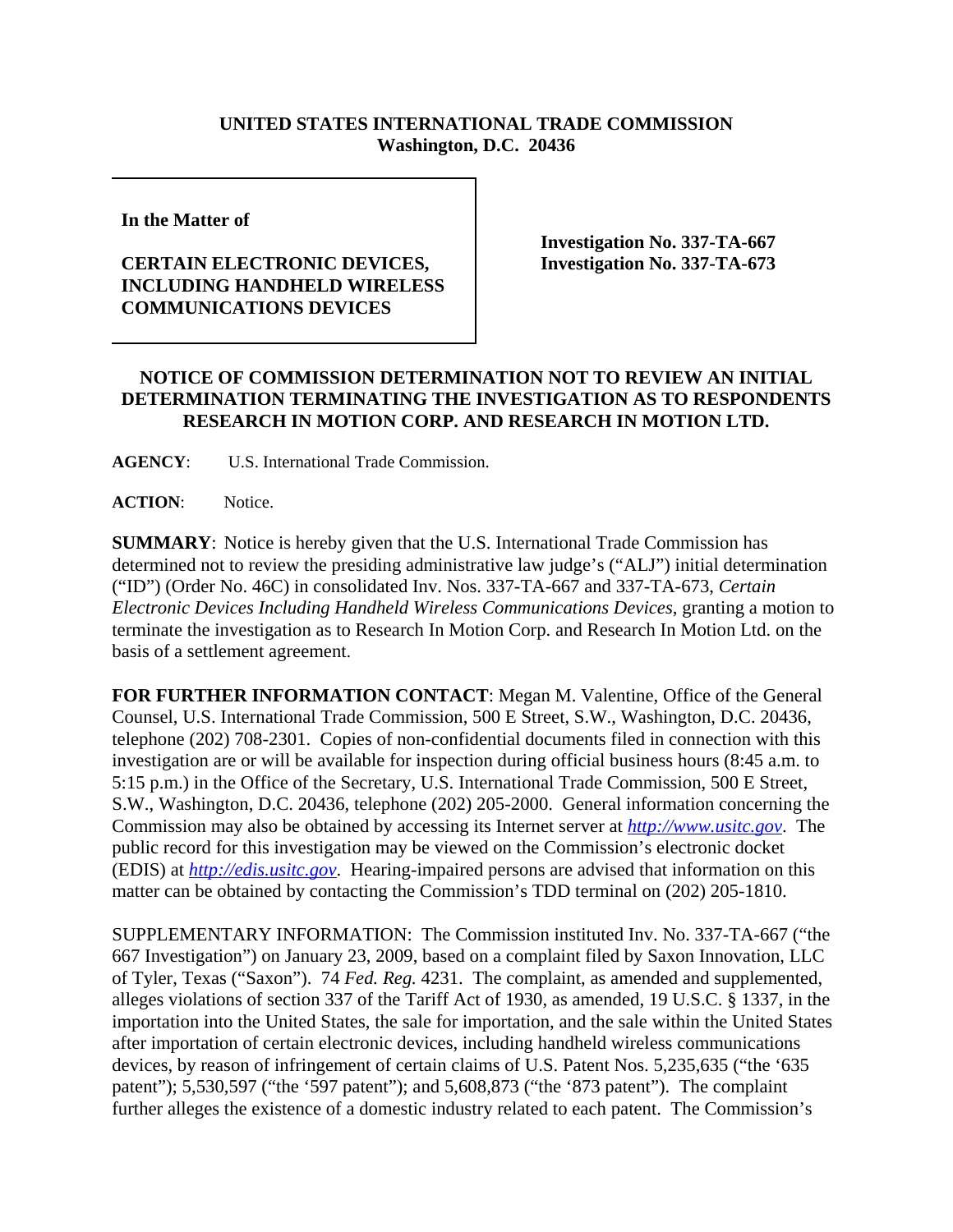**UNITED STATES INTERNATIONAL TRADE COMMISSION**
**Washington, D.C. 20436**

| In the Matter of | |
|---|---|
| **CERTAIN ELECTRONIC DEVICES, INCLUDING HANDHELD WIRELESS COMMUNICATIONS DEVICES** | **Investigation No. 337-TA-667**<br>**Investigation No. 337-TA-673** |

**NOTICE OF COMMISSION DETERMINATION NOT TO REVIEW AN INITIAL DETERMINATION TERMINATING THE INVESTIGATION AS TO RESPONDENTS RESEARCH IN MOTION CORP. AND RESEARCH IN MOTION LTD.**

**AGENCY**: U.S. International Trade Commission.

**ACTION**: Notice.

**SUMMARY**: Notice is hereby given that the U.S. International Trade Commission has determined not to review the presiding administrative law judge's ("ALJ") initial determination ("ID") (Order No. 46C) in consolidated Inv. Nos. 337-TA-667 and 337-TA-673, *Certain Electronic Devices Including Handheld Wireless Communications Devices*, granting a motion to terminate the investigation as to Research In Motion Corp. and Research In Motion Ltd. on the basis of a settlement agreement.

**FOR FURTHER INFORMATION CONTACT**: Megan M. Valentine, Office of the General Counsel, U.S. International Trade Commission, 500 E Street, S.W., Washington, D.C. 20436, telephone (202) 708-2301. Copies of non-confidential documents filed in connection with this investigation are or will be available for inspection during official business hours (8:45 a.m. to 5:15 p.m.) in the Office of the Secretary, U.S. International Trade Commission, 500 E Street, S.W., Washington, D.C. 20436, telephone (202) 205-2000. General information concerning the Commission may also be obtained by accessing its Internet server at *http://www.usitc.gov*. The public record for this investigation may be viewed on the Commission's electronic docket (EDIS) at *http://edis.usitc.gov*. Hearing-impaired persons are advised that information on this matter can be obtained by contacting the Commission's TDD terminal on (202) 205-1810.

SUPPLEMENTARY INFORMATION: The Commission instituted Inv. No. 337-TA-667 ("the 667 Investigation") on January 23, 2009, based on a complaint filed by Saxon Innovation, LLC of Tyler, Texas ("Saxon"). 74 *Fed. Reg.* 4231. The complaint, as amended and supplemented, alleges violations of section 337 of the Tariff Act of 1930, as amended, 19 U.S.C. § 1337, in the importation into the United States, the sale for importation, and the sale within the United States after importation of certain electronic devices, including handheld wireless communications devices, by reason of infringement of certain claims of U.S. Patent Nos. 5,235,635 ("the '635 patent"); 5,530,597 ("the '597 patent"); and 5,608,873 ("the '873 patent"). The complaint further alleges the existence of a domestic industry related to each patent. The Commission's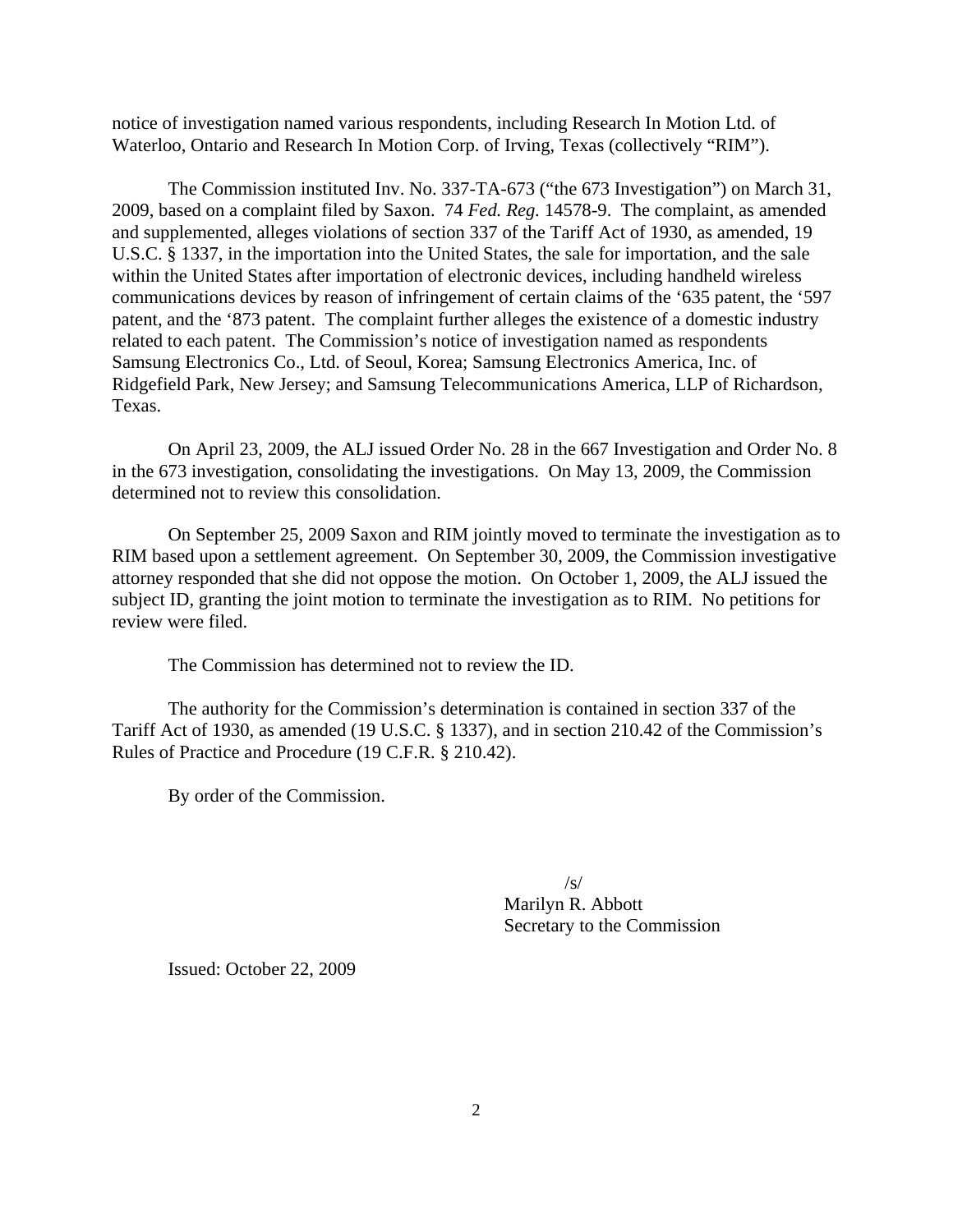notice of investigation named various respondents, including Research In Motion Ltd. of Waterloo, Ontario and Research In Motion Corp. of Irving, Texas (collectively "RIM").

The Commission instituted Inv. No. 337-TA-673 ("the 673 Investigation") on March 31, 2009, based on a complaint filed by Saxon. 74 *Fed. Reg.* 14578-9. The complaint, as amended and supplemented, alleges violations of section 337 of the Tariff Act of 1930, as amended, 19 U.S.C. § 1337, in the importation into the United States, the sale for importation, and the sale within the United States after importation of electronic devices, including handheld wireless communications devices by reason of infringement of certain claims of the '635 patent, the '597 patent, and the '873 patent. The complaint further alleges the existence of a domestic industry related to each patent. The Commission's notice of investigation named as respondents Samsung Electronics Co., Ltd. of Seoul, Korea; Samsung Electronics America, Inc. of Ridgefield Park, New Jersey; and Samsung Telecommunications America, LLP of Richardson, Texas.

On April 23, 2009, the ALJ issued Order No. 28 in the 667 Investigation and Order No. 8 in the 673 investigation, consolidating the investigations. On May 13, 2009, the Commission determined not to review this consolidation.

On September 25, 2009 Saxon and RIM jointly moved to terminate the investigation as to RIM based upon a settlement agreement. On September 30, 2009, the Commission investigative attorney responded that she did not oppose the motion. On October 1, 2009, the ALJ issued the subject ID, granting the joint motion to terminate the investigation as to RIM. No petitions for review were filed.

The Commission has determined not to review the ID.

The authority for the Commission's determination is contained in section 337 of the Tariff Act of 1930, as amended (19 U.S.C. § 1337), and in section 210.42 of the Commission's Rules of Practice and Procedure (19 C.F.R. § 210.42).

By order of the Commission.

/s/
Marilyn R. Abbott
Secretary to the Commission

Issued: October 22, 2009